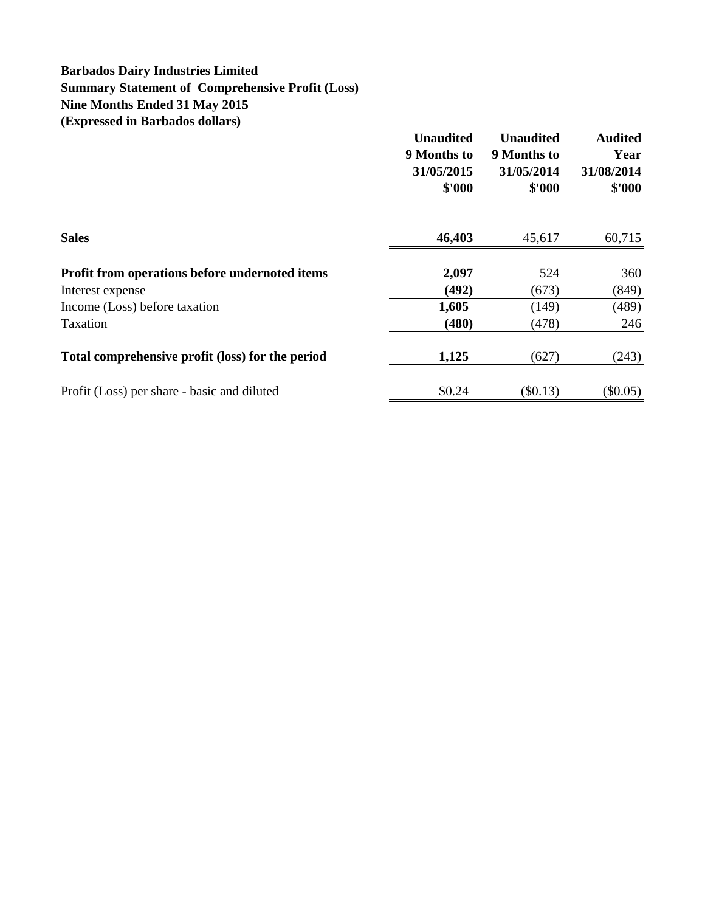**Barbados Dairy Industries Limited**
**Summary Statement of Comprehensive Profit (Loss)**
**Nine Months Ended 31 May 2015**
**(Expressed in Barbados dollars)**

| | **Unaudited 9 Months to 31/05/2015 $'000** | **Unaudited 9 Months to 31/05/2014 $'000** | **Audited Year 31/08/2014 $'000** |
|---|---|---|---|
| **Sales** | **46,403** | 45,617 | 60,715 |
| **Profit from operations before undernoted items** | **2,097** | 524 | 360 |
| Interest expense | **(492)** | (673) | (849) |
| Income (Loss) before taxation | **1,605** | (149) | (489) |
| Taxation | **(480)** | (478) | 246 |
| **Total comprehensive profit (loss) for the period** | **1,125** | (627) | (243) |
| Profit (Loss) per share - basic and diluted | $0.24 | ($0.13) | ($0.05) |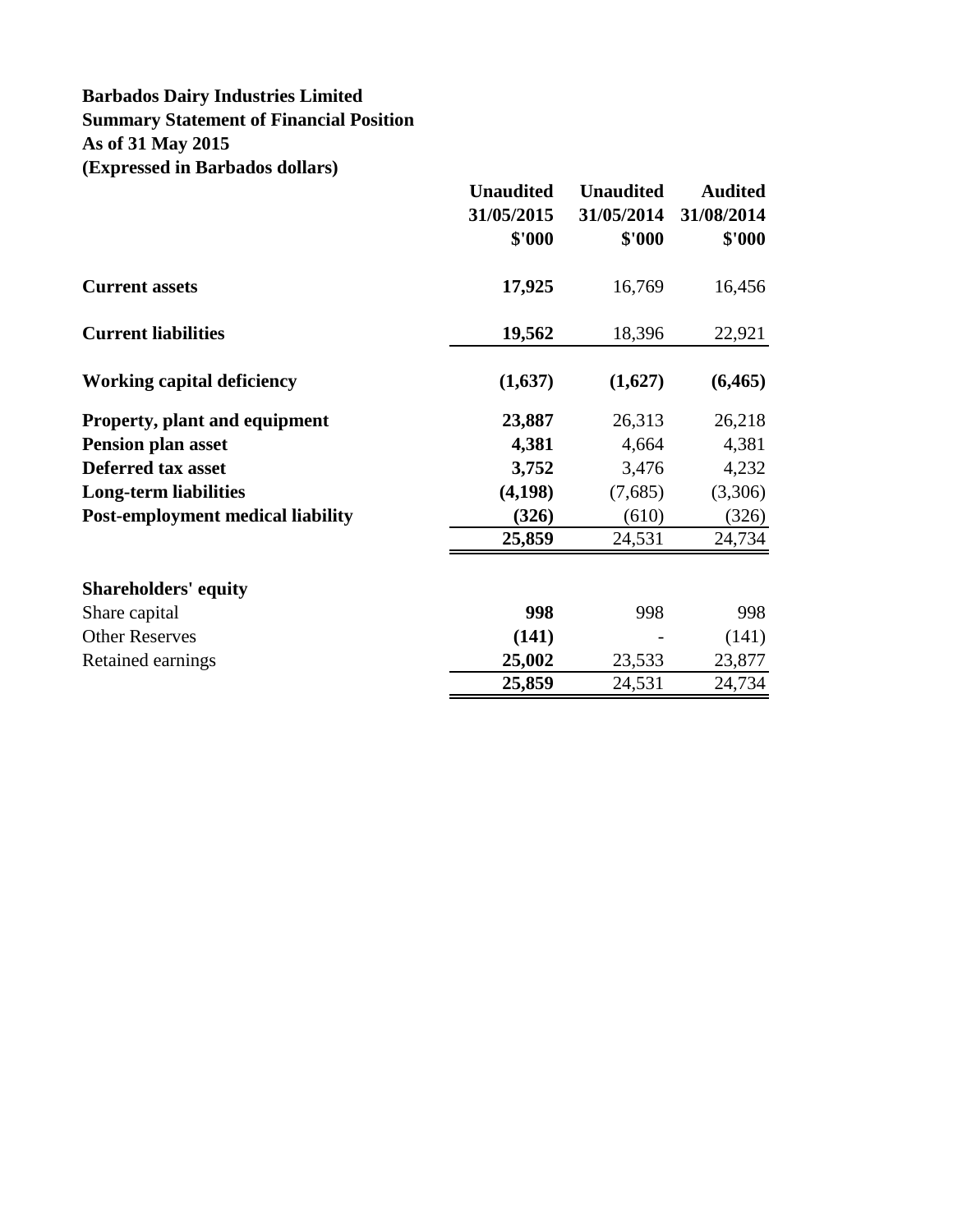**Barbados Dairy Industries Limited**
**Summary Statement of Financial Position**
**As of 31 May 2015**
**(Expressed in Barbados dollars)**

| | Unaudited 31/05/2015 $'000 | Unaudited 31/05/2014 $'000 | Audited 31/08/2014 $'000 |
|---|---|---|---|
| **Current assets** | **17,925** | 16,769 | 16,456 |
| **Current liabilities** | **19,562** | 18,396 | 22,921 |
| **Working capital deficiency** | **(1,637)** | **(1,627)** | **(6,465)** |
| **Property, plant and equipment** | **23,887** | 26,313 | 26,218 |
| **Pension plan asset** | **4,381** | 4,664 | 4,381 |
| **Deferred tax asset** | **3,752** | 3,476 | 4,232 |
| **Long-term liabilities** | **(4,198)** | (7,685) | (3,306) |
| **Post-employment medical liability** | **(326)** | (610) | (326) |
| | **25,859** | 24,531 | 24,734 |
| **Shareholders' equity** | | | |
| Share capital | **998** | 998 | 998 |
| Other Reserves | **(141)** | - | (141) |
| Retained earnings | **25,002** | 23,533 | 23,877 |
| | **25,859** | 24,531 | 24,734 |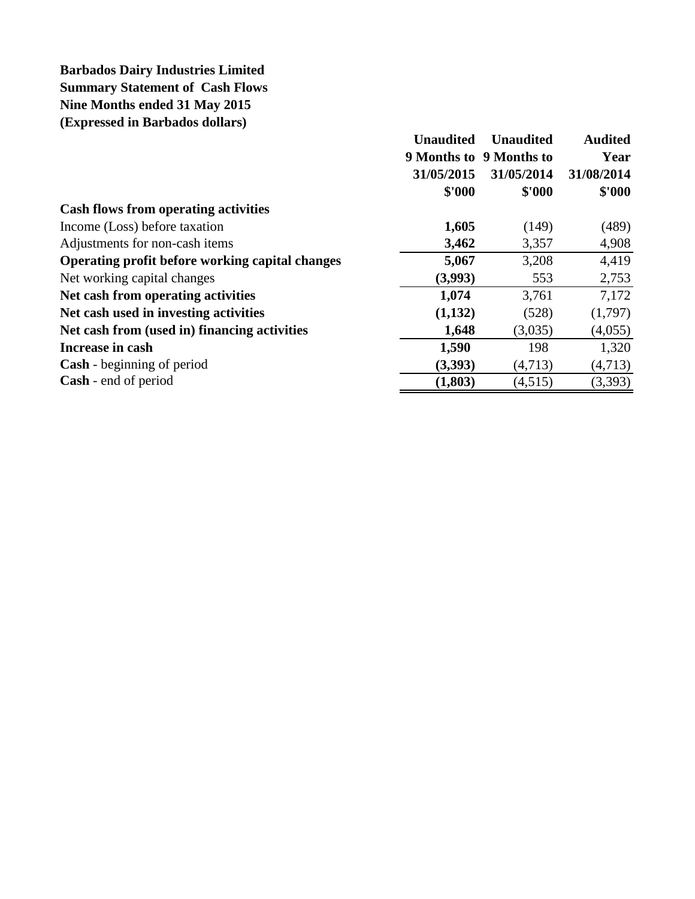**Barbados Dairy Industries Limited**
**Summary Statement of Cash Flows**
**Nine Months ended 31 May 2015**
**(Expressed in Barbados dollars)**

| | Unaudited 9 Months to 31/05/2015 $'000 | Unaudited 9 Months to 31/05/2014 $'000 | Audited Year 31/08/2014 $'000 |
|---|---|---|---|
| **Cash flows from operating activities** | | | |
| Income (Loss) before taxation | **1,605** | (149) | (489) |
| Adjustments for non-cash items | **3,462** | 3,357 | 4,908 |
| **Operating profit before working capital changes** | **5,067** | 3,208 | 4,419 |
| Net working capital changes | **(3,993)** | 553 | 2,753 |
| **Net cash from operating activities** | **1,074** | 3,761 | 7,172 |
| **Net cash used in investing activities** | **(1,132)** | (528) | (1,797) |
| **Net cash from (used in) financing activities** | **1,648** | (3,035) | (4,055) |
| **Increase in cash** | **1,590** | 198 | 1,320 |
| **Cash** - beginning of period | **(3,393)** | (4,713) | (4,713) |
| **Cash** - end of period | **(1,803)** | (4,515) | (3,393) |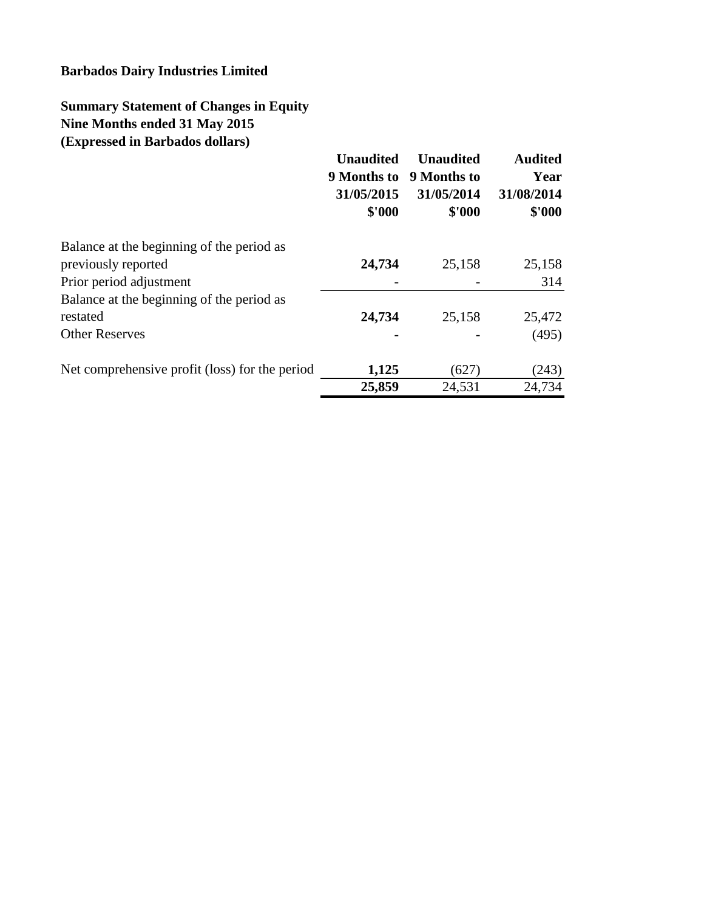**Barbados Dairy Industries Limited**

**Summary Statement of Changes in Equity**
**Nine Months ended 31 May 2015**
**(Expressed in Barbados dollars)**

| | **Unaudited 9 Months to 31/05/2015 \$'000** | **Unaudited 9 Months to 31/05/2014 \$'000** | **Audited Year 31/08/2014 \$'000** |
|---|---|---|---|
| Balance at the beginning of the period as previously reported | **24,734** | 25,158 | 25,158 |
| Prior period adjustment | - | - | 314 |
| Balance at the beginning of the period as restated | **24,734** | 25,158 | 25,472 |
| Other Reserves | - | - | (495) |
| Net comprehensive profit (loss) for the period | **1,125** | (627) | (243) |
| | **25,859** | 24,531 | 24,734 |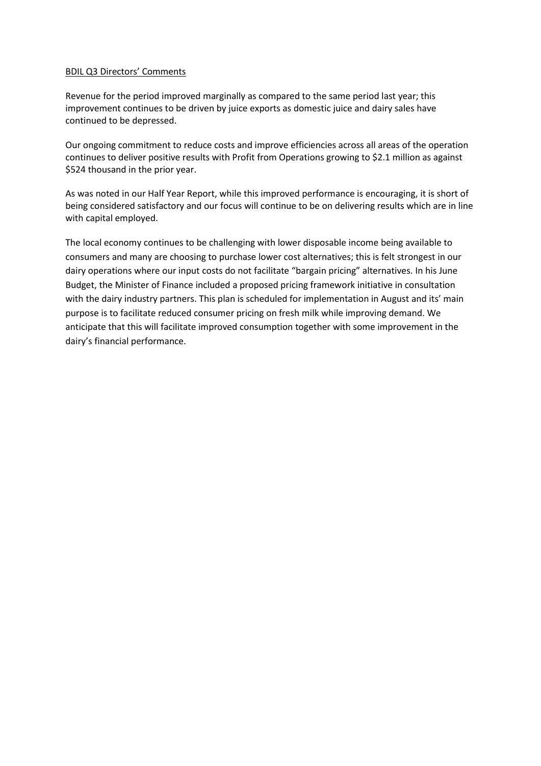BDIL Q3 Directors' Comments

Revenue for the period improved marginally as compared to the same period last year; this improvement continues to be driven by juice exports as domestic juice and dairy sales have continued to be depressed.

Our ongoing commitment to reduce costs and improve efficiencies across all areas of the operation continues to deliver positive results with Profit from Operations growing to $2.1 million as against $524 thousand in the prior year.

As was noted in our Half Year Report, while this improved performance is encouraging, it is short of being considered satisfactory and our focus will continue to be on delivering results which are in line with capital employed.

The local economy continues to be challenging with lower disposable income being available to consumers and many are choosing to purchase lower cost alternatives; this is felt strongest in our dairy operations where our input costs do not facilitate "bargain pricing" alternatives. In his June Budget, the Minister of Finance included a proposed pricing framework initiative in consultation with the dairy industry partners. This plan is scheduled for implementation in August and its' main purpose is to facilitate reduced consumer pricing on fresh milk while improving demand. We anticipate that this will facilitate improved consumption together with some improvement in the dairy's financial performance.